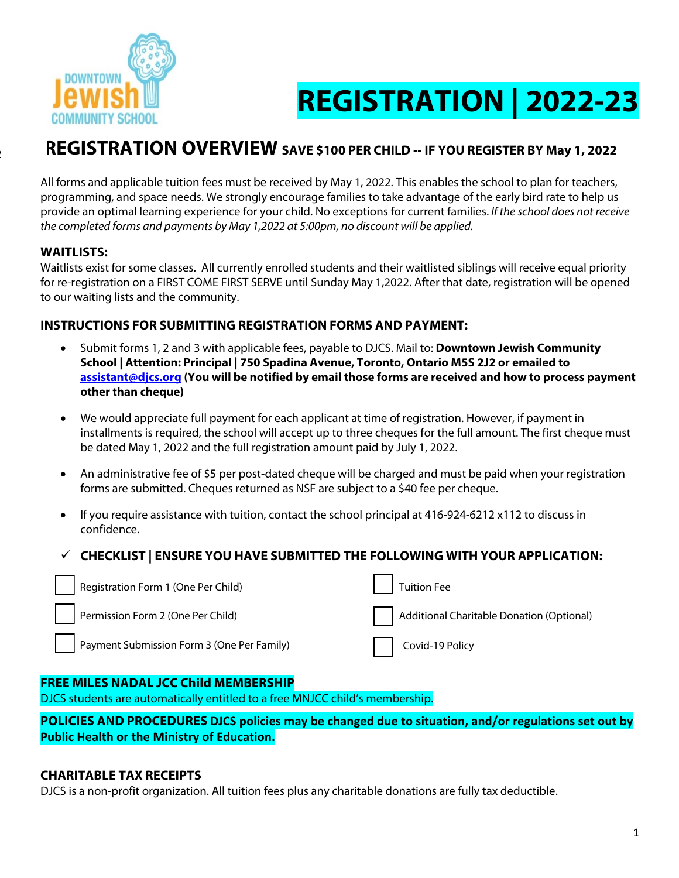# REGISTRATION | 2022-23

## REGISTRATION OVERVIEW SAVE $100 PER CHILD -- IF YOU REGISTER BY May 1, 2022

All forms and applicable tuition fees must be received by May 1, 2022. This enables the school to plan for teachers, programming, and space needs. We strongly encourage families to take advantage of the early bird rate to help us provide an optimal learning experience for your child. No exceptions for current families. *If the school does not receive the completed forms and payments by May 1,2022 at 5:00pm, no discount will be applied.*

### WAITLISTS:

Waitlists exist for some classes. All currently enrolled students and their waitlisted siblings will receive equal priority for re-registration on a FIRST COME FIRST SERVE until Sunday May 1,2022. After that date, registration will be opened to our waiting lists and the community.

### INSTRUCTIONS FOR SUBMITTING REGISTRATION FORMS AND PAYMENT:

- Submit forms 1, 2 and 3 with applicable fees, payable to DJCS. Mail to: **Downtown Jewish Community School | Attention: Principal | 750 Spadina Avenue, Toronto, Ontario M5S 2J2 or emailed to assistant@djcs.org (You will be notified by email those forms are received and how to process payment other than cheque)**
- We would appreciate full payment for each applicant at time of registration. However, if payment in installments is required, the school will accept up to three cheques for the full amount. The first cheque must be dated May 1, 2022 and the full registration amount paid by July 1, 2022.
- An administrative fee of $5 per post-dated cheque will be charged and must be paid when your registration forms are submitted. Cheques returned as NSF are subject to a $40 fee per cheque.
- If you require assistance with tuition, contact the school principal at 416-924-6212 x112 to discuss in confidence.

### ✓ CHECKLIST | ENSURE YOU HAVE SUBMITTED THE FOLLOWING WITH YOUR APPLICATION:

- [ ] Registration Form 1 (One Per Child)
- [ ] Permission Form 2 (One Per Child)
- [ ] Payment Submission Form 3 (One Per Family)
- [ ] Tuition Fee
- [ ] Additional Charitable Donation (Optional)
- [ ] Covid-19 Policy

### FREE MILES NADAL JCC Child MEMBERSHIP

DJCS students are automatically entitled to a free MNJCC child's membership.

**POLICIES AND PROCEDURES DJCS policies may be changed due to situation, and/or regulations set out by Public Health or the Ministry of Education.**

### CHARITABLE TAX RECEIPTS

DJCS is a non-profit organization. All tuition fees plus any charitable donations are fully tax deductible.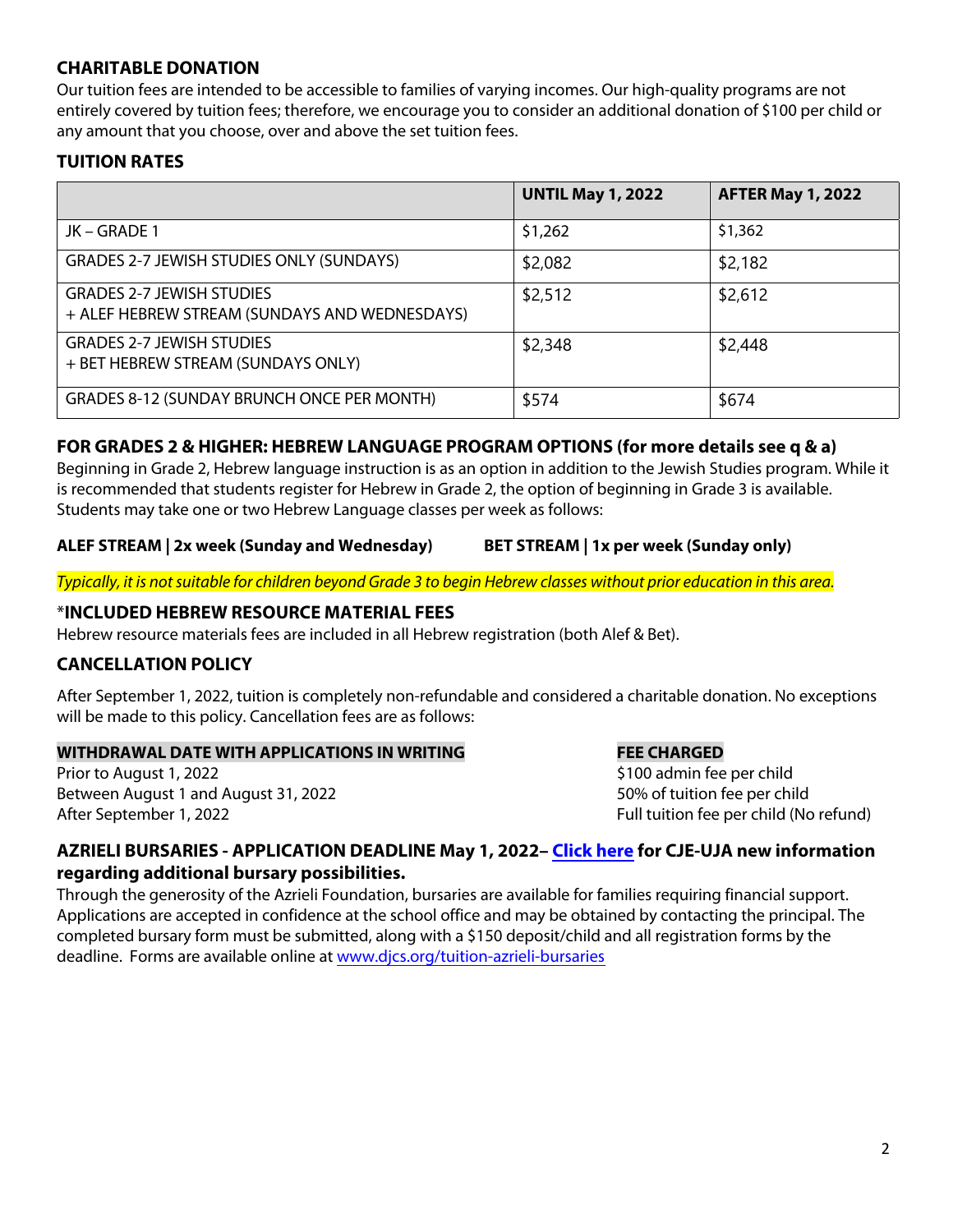## CHARITABLE DONATION

Our tuition fees are intended to be accessible to families of varying incomes. Our high-quality programs are not entirely covered by tuition fees; therefore, we encourage you to consider an additional donation of $100 per child or any amount that you choose, over and above the set tuition fees.

## TUITION RATES

| | UNTIL May 1, 2022 | AFTER May 1, 2022 |
|---|---|---|
| JK – GRADE 1 | $1,262 | $1,362 |
| GRADES 2-7 JEWISH STUDIES ONLY (SUNDAYS) | $2,082 | $2,182 |
| GRADES 2-7 JEWISH STUDIES + ALEF HEBREW STREAM (SUNDAYS AND WEDNESDAYS) | $2,512 | $2,612 |
| GRADES 2-7 JEWISH STUDIES + BET HEBREW STREAM (SUNDAYS ONLY) | $2,348 | $2,448 |
| GRADES 8-12 (SUNDAY BRUNCH ONCE PER MONTH) | $574 | $674 |

## FOR GRADES 2 & HIGHER: HEBREW LANGUAGE PROGRAM OPTIONS (for more details see q & a)

Beginning in Grade 2, Hebrew language instruction is as an option in addition to the Jewish Studies program. While it is recommended that students register for Hebrew in Grade 2, the option of beginning in Grade 3 is available. Students may take one or two Hebrew Language classes per week as follows:

**ALEF STREAM | 2x week (Sunday and Wednesday)**

**BET STREAM | 1x per week (Sunday only)**

*Typically, it is not suitable for children beyond Grade 3 to begin Hebrew classes without prior education in this area.*

## *INCLUDED HEBREW RESOURCE MATERIAL FEES

Hebrew resource materials fees are included in all Hebrew registration (both Alef & Bet).

## CANCELLATION POLICY

After September 1, 2022, tuition is completely non-refundable and considered a charitable donation. No exceptions will be made to this policy. Cancellation fees are as follows:

| WITHDRAWAL DATE WITH APPLICATIONS IN WRITING | FEE CHARGED |
|---|---|
| Prior to August 1, 2022 | $100 admin fee per child |
| Between August 1 and August 31, 2022 | 50% of tuition fee per child |
| After September 1, 2022 | Full tuition fee per child (No refund) |

## AZRIELI BURSARIES - APPLICATION DEADLINE May 1, 2022– Click here for CJE-UJA new information regarding additional bursary possibilities.

Through the generosity of the Azrieli Foundation, bursaries are available for families requiring financial support. Applications are accepted in confidence at the school office and may be obtained by contacting the principal. The completed bursary form must be submitted, along with a $150 deposit/child and all registration forms by the deadline. Forms are available online at www.djcs.org/tuition-azrieli-bursaries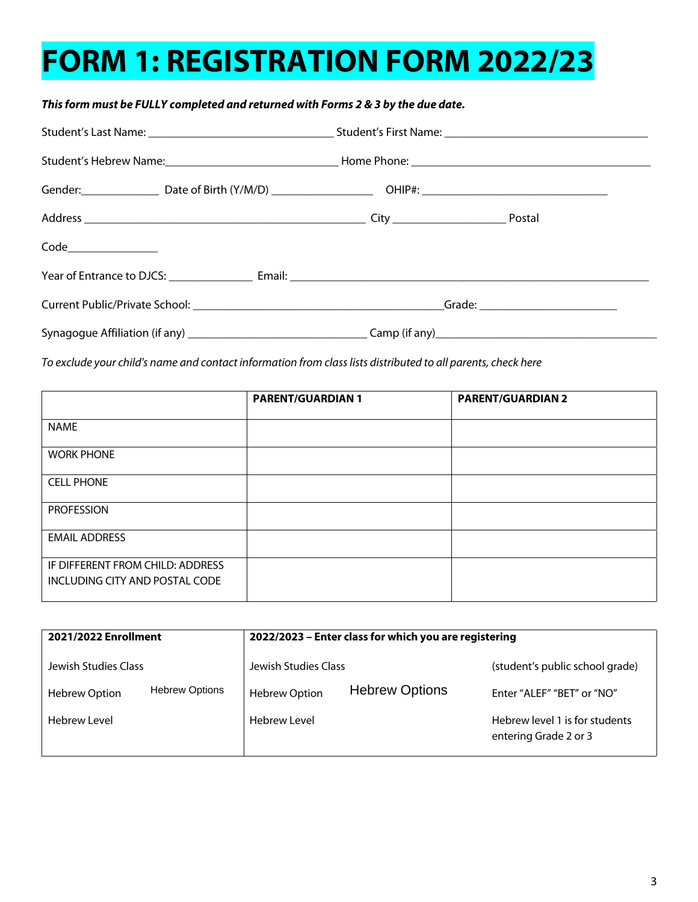# FORM 1: REGISTRATION FORM 2022/23

***This form must be FULLY completed and returned with Forms 2 & 3 by the due date.***

Student's Last Name: ______________________________ Student's First Name: _________________________________

Student's Hebrew Name:____________________________ Home Phone: ______________________________________

Gender:_____________ Date of Birth (Y/M/D) ________________ OHIP#: ______________________________

Address ______________________________________________ City __________________ Postal Code_______________

Year of Entrance to DJCS: ______________ Email: ___________________________________________________________

Current Public/Private School: ________________________________________Grade: _______________________

Synagogue Affiliation (if any) _____________________________ Camp (if any)____________________________________

*To exclude your child's name and contact information from class lists distributed to all parents, check here*

| | PARENT/GUARDIAN 1 | PARENT/GUARDIAN 2 |
|---|---|---|
| NAME | | |
| WORK PHONE | | |
| CELL PHONE | | |
| PROFESSION | | |
| EMAIL ADDRESS | | |
| IF DIFFERENT FROM CHILD: ADDRESS INCLUDING CITY AND POSTAL CODE | | |

| 2021/2022 Enrollment | | 2022/2023 – Enter class for which you are registering | | |
|---|---|---|---|---|
| Jewish Studies Class | | Jewish Studies Class | | (student's public school grade) |
| Hebrew Option | Hebrew Options | Hebrew Option | Hebrew Options | Enter "ALEF" "BET" or "NO" |
| Hebrew Level | | Hebrew Level | | Hebrew level 1 is for students entering Grade 2 or 3 |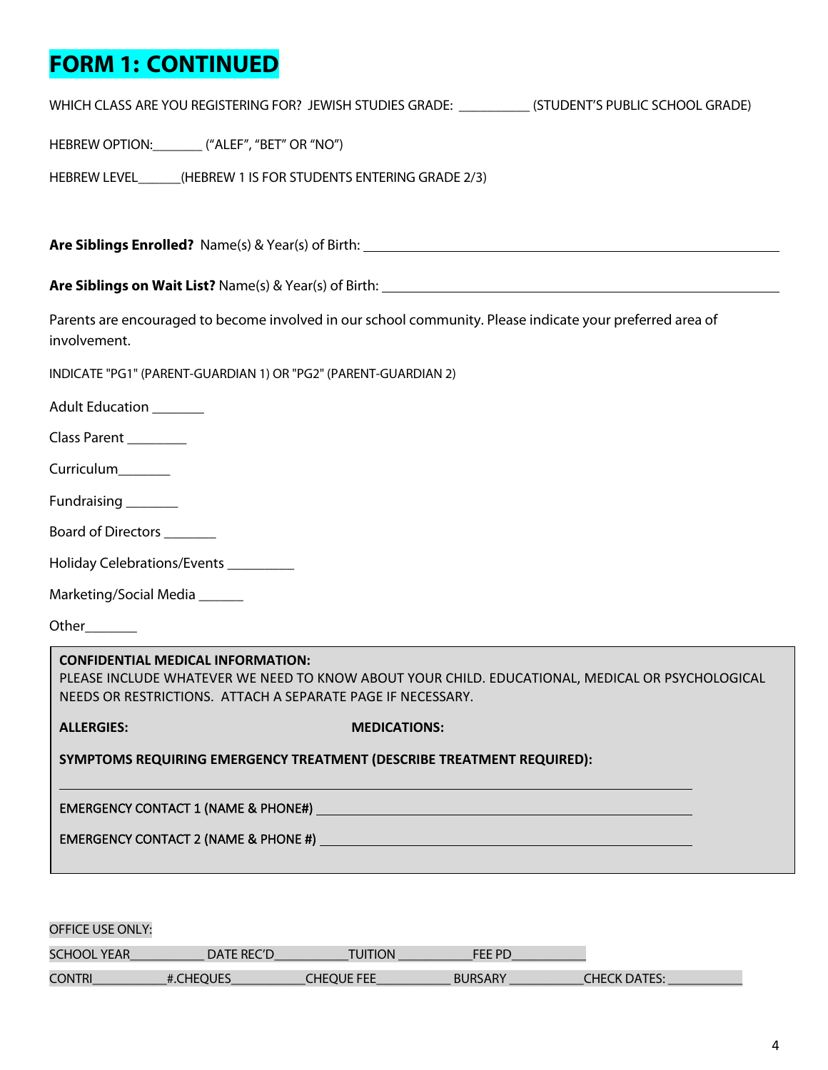# FORM 1: CONTINUED

WHICH CLASS ARE YOU REGISTERING FOR? JEWISH STUDIES GRADE: __________ (STUDENT'S PUBLIC SCHOOL GRADE)

HEBREW OPTION:_______ ("ALEF", "BET" OR "NO")

HEBREW LEVEL______(HEBREW 1 IS FOR STUDENTS ENTERING GRADE 2/3)

**Are Siblings Enrolled?** Name(s) & Year(s) of Birth: ____________________________________________

**Are Siblings on Wait List?** Name(s) & Year(s) of Birth: ____________________________________________

Parents are encouraged to become involved in our school community. Please indicate your preferred area of involvement.

INDICATE "PG1" (PARENT-GUARDIAN 1) OR "PG2" (PARENT-GUARDIAN 2)

Adult Education _______

Class Parent ________

Curriculum_______

Fundraising _______

Board of Directors _______

Holiday Celebrations/Events _________

Marketing/Social Media ______

Other_______

**CONFIDENTIAL MEDICAL INFORMATION:**
PLEASE INCLUDE WHATEVER WE NEED TO KNOW ABOUT YOUR CHILD. EDUCATIONAL, MEDICAL OR PSYCHOLOGICAL NEEDS OR RESTRICTIONS. ATTACH A SEPARATE PAGE IF NECESSARY.

**ALLERGIES:** **MEDICATIONS:**

**SYMPTOMS REQUIRING EMERGENCY TREATMENT (DESCRIBE TREATMENT REQUIRED):**

____________________________________________

EMERGENCY CONTACT 1 (NAME & PHONE#) ____________________________________________

EMERGENCY CONTACT 2 (NAME & PHONE #) ____________________________________________

OFFICE USE ONLY:

SCHOOL YEAR__________ DATE REC'D__________TUITION __________FEE PD__________

CONTRI__________#.CHEQUES__________CHEQUE FEE__________ BURSARY __________CHECK DATES: __________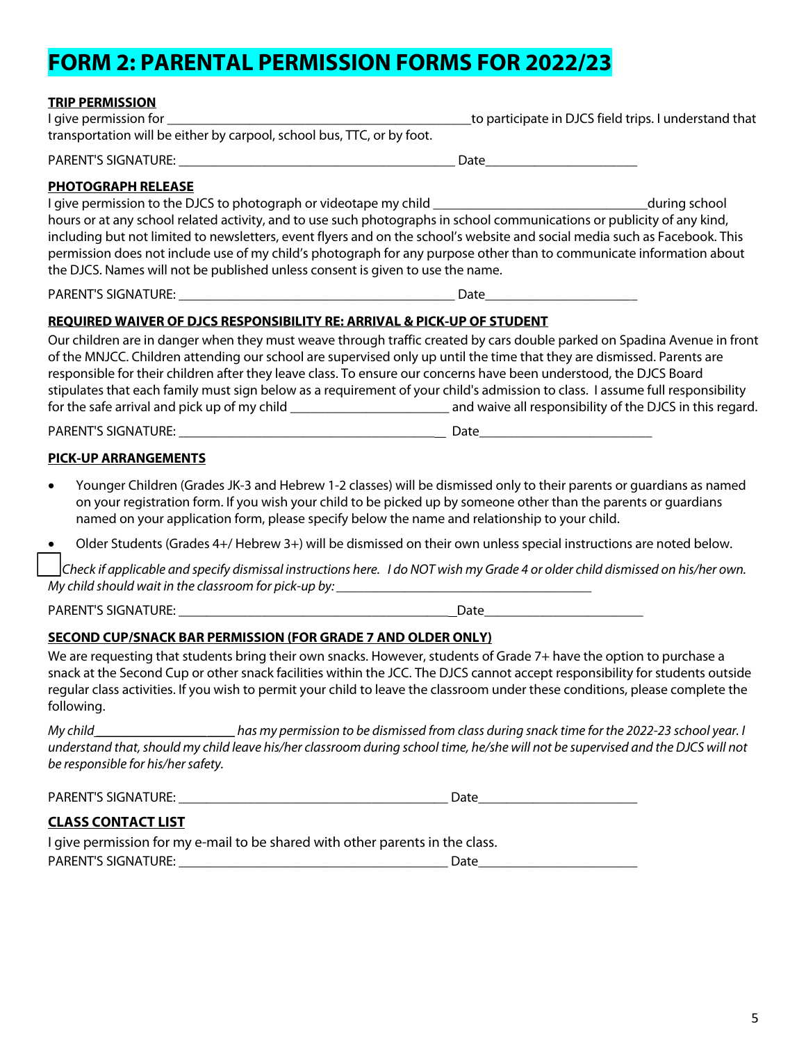# FORM 2: PARENTAL PERMISSION FORMS FOR 2022/23

**TRIP PERMISSION**

I give permission for ____________________________________________to participate in DJCS field trips. I understand that transportation will be either by carpool, school bus, TTC, or by foot.

PARENT'S SIGNATURE: _________________________________________ Date_______________________

**PHOTOGRAPH RELEASE**

I give permission to the DJCS to photograph or videotape my child ________________________________during school hours or at any school related activity, and to use such photographs in school communications or publicity of any kind, including but not limited to newsletters, event flyers and on the school's website and social media such as Facebook. This permission does not include use of my child's photograph for any purpose other than to communicate information about the DJCS. Names will not be published unless consent is given to use the name.

PARENT'S SIGNATURE: _________________________________________ Date_______________________

**REQUIRED WAIVER OF DJCS RESPONSIBILITY RE: ARRIVAL & PICK-UP OF STUDENT**

Our children are in danger when they must weave through traffic created by cars double parked on Spadina Avenue in front of the MNJCC. Children attending our school are supervised only up until the time that they are dismissed. Parents are responsible for their children after they leave class. To ensure our concerns have been understood, the DJCS Board stipulates that each family must sign below as a requirement of your child's admission to class. I assume full responsibility for the safe arrival and pick up of my child _______________________ and waive all responsibility of the DJCS in this regard.

PARENT'S SIGNATURE: _________________________________________ Date__________________________

**PICK-UP ARRANGEMENTS**

- Younger Children (Grades JK-3 and Hebrew 1-2 classes) will be dismissed only to their parents or guardians as named on your registration form. If you wish your child to be picked up by someone other than the parents or guardians named on your application form, please specify below the name and relationship to your child.
- Older Students (Grades 4+/ Hebrew 3+) will be dismissed on their own unless special instructions are noted below.

☐ *Check if applicable and specify dismissal instructions here. I do NOT wish my Grade 4 or older child dismissed on his/her own. My child should wait in the classroom for pick-up by:* _______________________________________

PARENT'S SIGNATURE: __________________________________________Date________________________

**SECOND CUP/SNACK BAR PERMISSION (FOR GRADE 7 AND OLDER ONLY)**

We are requesting that students bring their own snacks. However, students of Grade 7+ have the option to purchase a snack at the Second Cup or other snack facilities within the JCC. The DJCS cannot accept responsibility for students outside regular class activities. If you wish to permit your child to leave the classroom under these conditions, please complete the following.

*My child_____________________ has my permission to be dismissed from class during snack time for the 2022-23 school year. I understand that, should my child leave his/her classroom during school time, he/she will not be supervised and the DJCS will not be responsible for his/her safety.*

PARENT'S SIGNATURE: _________________________________________ Date_______________________

**CLASS CONTACT LIST**

I give permission for my e-mail to be shared with other parents in the class.
PARENT'S SIGNATURE: _________________________________________ Date_______________________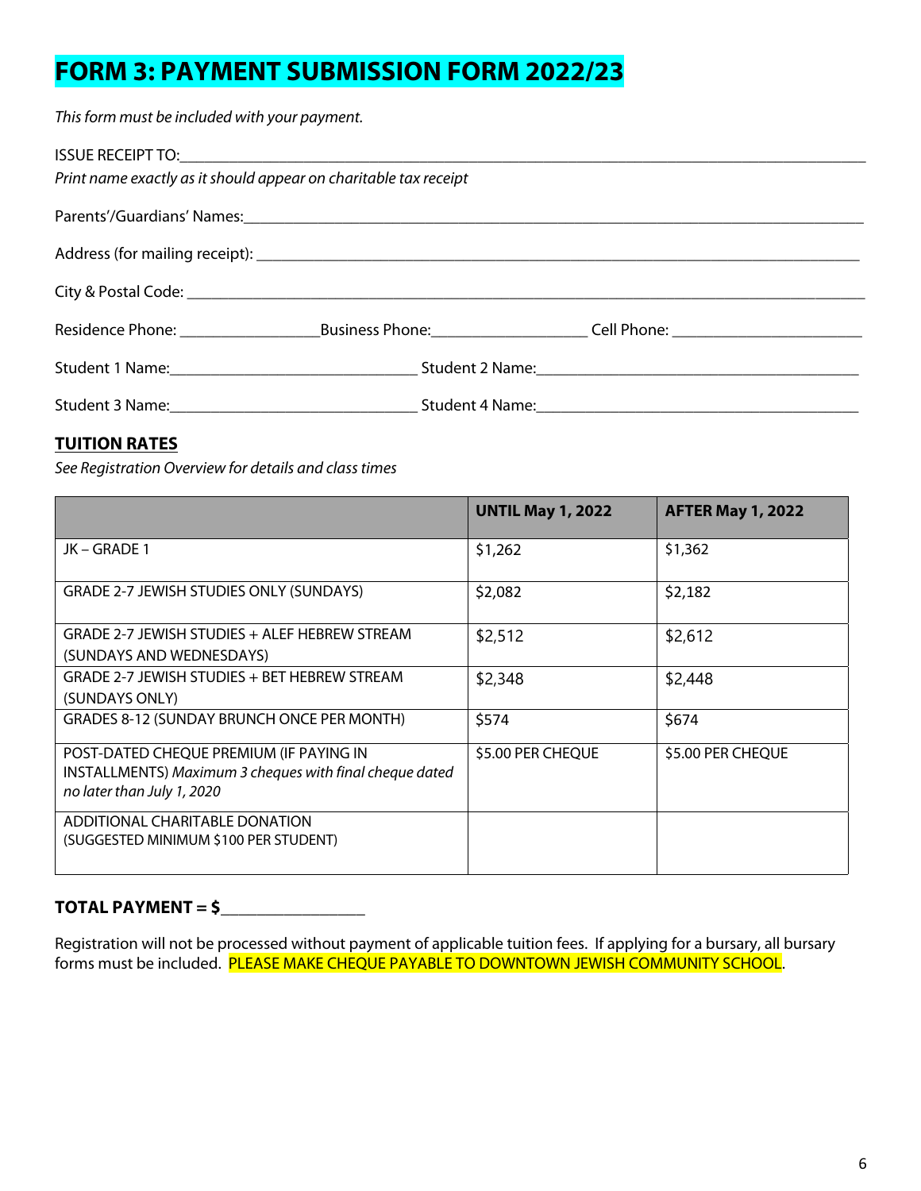# FORM 3: PAYMENT SUBMISSION FORM 2022/23

*This form must be included with your payment.*

ISSUE RECEIPT TO:\_\_\_\_\_\_\_\_\_\_\_\_\_\_\_\_\_\_\_\_\_\_\_\_\_\_\_\_\_\_\_\_\_\_\_\_\_\_\_\_\_\_\_\_\_\_\_\_\_\_\_\_\_\_\_\_\_\_\_\_\_\_\_\_

*Print name exactly as it should appear on charitable tax receipt*

Parents'/Guardians' Names:\_\_\_\_\_\_\_\_\_\_\_\_\_\_\_\_\_\_\_\_\_\_\_\_\_\_\_\_\_\_\_\_\_\_\_\_\_\_\_\_\_\_\_\_\_\_\_\_\_\_\_\_\_\_\_\_

Address (for mailing receipt): \_\_\_\_\_\_\_\_\_\_\_\_\_\_\_\_\_\_\_\_\_\_\_\_\_\_\_\_\_\_\_\_\_\_\_\_\_\_\_\_\_\_\_\_\_\_\_\_\_\_\_\_

City & Postal Code: \_\_\_\_\_\_\_\_\_\_\_\_\_\_\_\_\_\_\_\_\_\_\_\_\_\_\_\_\_\_\_\_\_\_\_\_\_\_\_\_\_\_\_\_\_\_\_\_\_\_\_\_\_\_\_\_\_\_\_\_

Residence Phone: \_\_\_\_\_\_\_\_\_\_\_\_\_\_\_\_ Business Phone:\_\_\_\_\_\_\_\_\_\_\_\_\_\_\_\_\_\_ Cell Phone: \_\_\_\_\_\_\_\_\_\_\_\_\_\_\_\_\_\_\_\_\_\_

Student 1 Name:\_\_\_\_\_\_\_\_\_\_\_\_\_\_\_\_\_\_\_\_\_\_\_\_\_\_\_\_ Student 2 Name:\_\_\_\_\_\_\_\_\_\_\_\_\_\_\_\_\_\_\_\_\_\_\_\_\_\_\_\_\_\_\_\_\_\_\_\_\_\_

Student 3 Name:\_\_\_\_\_\_\_\_\_\_\_\_\_\_\_\_\_\_\_\_\_\_\_\_\_\_\_\_ Student 4 Name:\_\_\_\_\_\_\_\_\_\_\_\_\_\_\_\_\_\_\_\_\_\_\_\_\_\_\_\_\_\_\_\_\_\_\_\_\_\_

## TUITION RATES

*See Registration Overview for details and class times*

| | UNTIL May 1, 2022 | AFTER May 1, 2022 |
|---|---|---|
| JK – GRADE 1 | $1,262 | $1,362 |
| GRADE 2-7 JEWISH STUDIES ONLY (SUNDAYS) | $2,082 | $2,182 |
| GRADE 2-7 JEWISH STUDIES + ALEF HEBREW STREAM (SUNDAYS AND WEDNESDAYS) | $2,512 | $2,612 |
| GRADE 2-7 JEWISH STUDIES + BET HEBREW STREAM (SUNDAYS ONLY) | $2,348 | $2,448 |
| GRADES 8-12 (SUNDAY BRUNCH ONCE PER MONTH) | $574 | $674 |
| POST-DATED CHEQUE PREMIUM (IF PAYING IN INSTALLMENTS) *Maximum 3 cheques with final cheque dated no later than July 1, 2020* | $5.00 PER CHEQUE | $5.00 PER CHEQUE |
| ADDITIONAL CHARITABLE DONATION (SUGGESTED MINIMUM $100 PER STUDENT) | | |

**TOTAL PAYMENT = $**\_\_\_\_\_\_\_\_\_\_\_\_\_\_\_\_

Registration will not be processed without payment of applicable tuition fees. If applying for a bursary, all bursary forms must be included. PLEASE MAKE CHEQUE PAYABLE TO DOWNTOWN JEWISH COMMUNITY SCHOOL.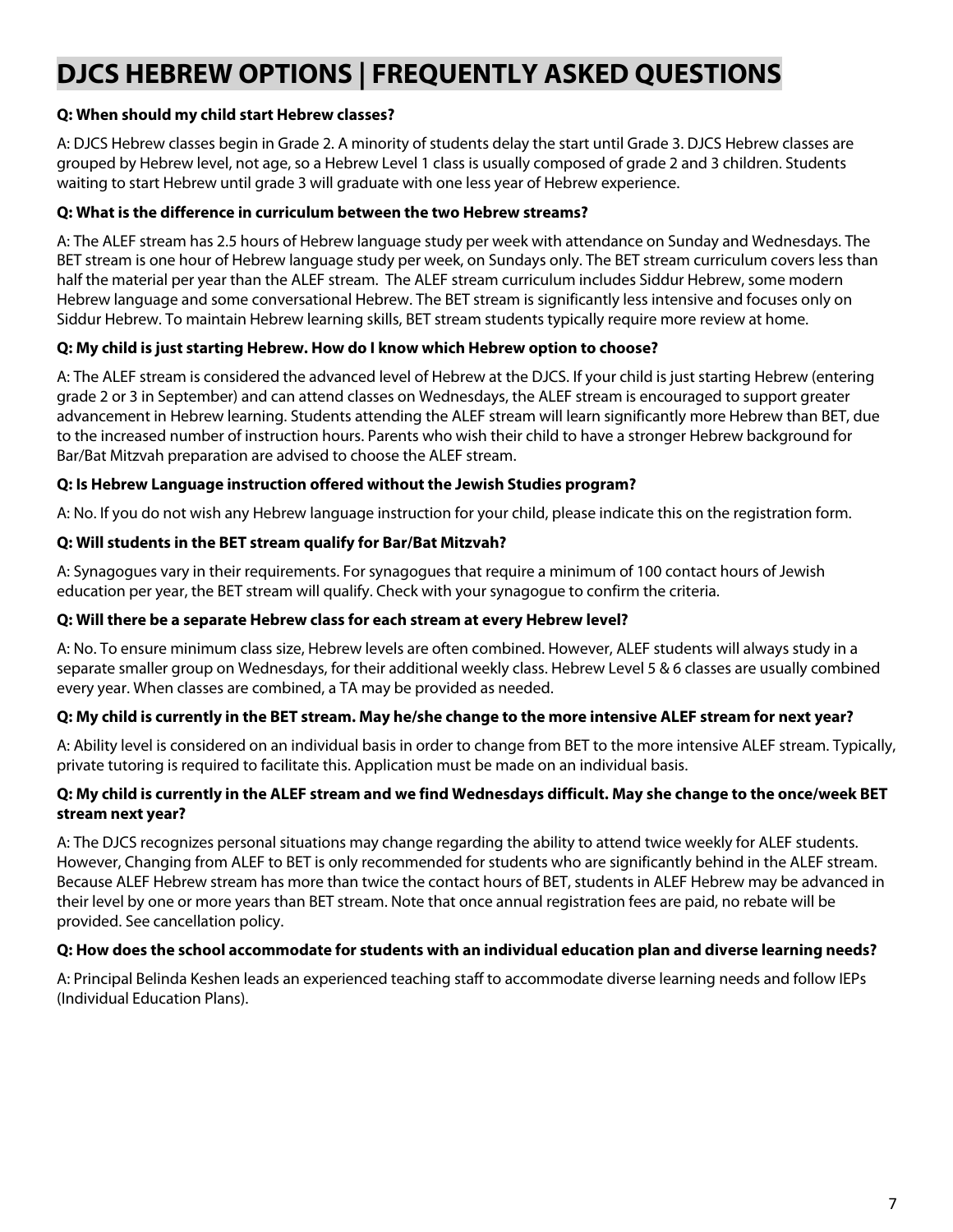# DJCS HEBREW OPTIONS | FREQUENTLY ASKED QUESTIONS

**Q: When should my child start Hebrew classes?**

A: DJCS Hebrew classes begin in Grade 2. A minority of students delay the start until Grade 3. DJCS Hebrew classes are grouped by Hebrew level, not age, so a Hebrew Level 1 class is usually composed of grade 2 and 3 children. Students waiting to start Hebrew until grade 3 will graduate with one less year of Hebrew experience.

**Q: What is the difference in curriculum between the two Hebrew streams?**

A: The ALEF stream has 2.5 hours of Hebrew language study per week with attendance on Sunday and Wednesdays. The BET stream is one hour of Hebrew language study per week, on Sundays only. The BET stream curriculum covers less than half the material per year than the ALEF stream. The ALEF stream curriculum includes Siddur Hebrew, some modern Hebrew language and some conversational Hebrew. The BET stream is significantly less intensive and focuses only on Siddur Hebrew. To maintain Hebrew learning skills, BET stream students typically require more review at home.

**Q: My child is just starting Hebrew. How do I know which Hebrew option to choose?**

A: The ALEF stream is considered the advanced level of Hebrew at the DJCS. If your child is just starting Hebrew (entering grade 2 or 3 in September) and can attend classes on Wednesdays, the ALEF stream is encouraged to support greater advancement in Hebrew learning. Students attending the ALEF stream will learn significantly more Hebrew than BET, due to the increased number of instruction hours. Parents who wish their child to have a stronger Hebrew background for Bar/Bat Mitzvah preparation are advised to choose the ALEF stream.

**Q: Is Hebrew Language instruction offered without the Jewish Studies program?**

A: No. If you do not wish any Hebrew language instruction for your child, please indicate this on the registration form.

**Q: Will students in the BET stream qualify for Bar/Bat Mitzvah?**

A: Synagogues vary in their requirements. For synagogues that require a minimum of 100 contact hours of Jewish education per year, the BET stream will qualify. Check with your synagogue to confirm the criteria.

**Q: Will there be a separate Hebrew class for each stream at every Hebrew level?**

A: No. To ensure minimum class size, Hebrew levels are often combined. However, ALEF students will always study in a separate smaller group on Wednesdays, for their additional weekly class. Hebrew Level 5 & 6 classes are usually combined every year. When classes are combined, a TA may be provided as needed.

**Q: My child is currently in the BET stream. May he/she change to the more intensive ALEF stream for next year?**

A: Ability level is considered on an individual basis in order to change from BET to the more intensive ALEF stream. Typically, private tutoring is required to facilitate this. Application must be made on an individual basis.

**Q: My child is currently in the ALEF stream and we find Wednesdays difficult. May she change to the once/week BET stream next year?**

A: The DJCS recognizes personal situations may change regarding the ability to attend twice weekly for ALEF students. However, Changing from ALEF to BET is only recommended for students who are significantly behind in the ALEF stream. Because ALEF Hebrew stream has more than twice the contact hours of BET, students in ALEF Hebrew may be advanced in their level by one or more years than BET stream. Note that once annual registration fees are paid, no rebate will be provided. See cancellation policy.

**Q: How does the school accommodate for students with an individual education plan and diverse learning needs?**

A: Principal Belinda Keshen leads an experienced teaching staff to accommodate diverse learning needs and follow IEPs (Individual Education Plans).